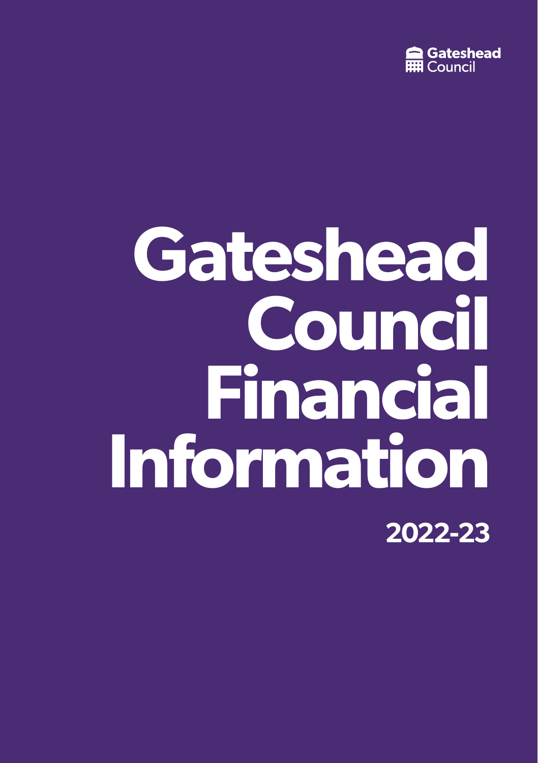Gateshead Council

# Gateshead Council Financial Information

## 2022-23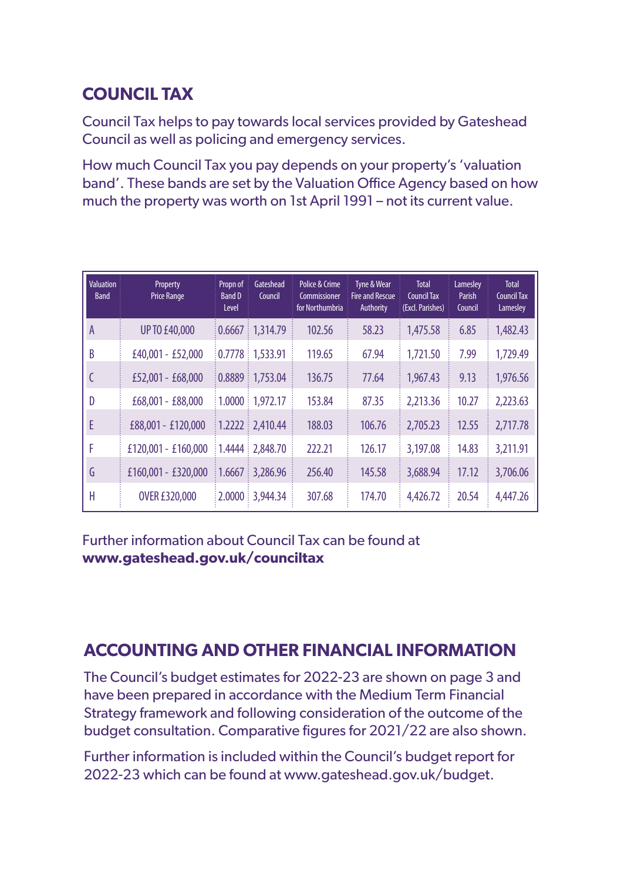## COUNCIL TAX

Council Tax helps to pay towards local services provided by Gateshead Council as well as policing and emergency services.

How much Council Tax you pay depends on your property's 'valuation band'. These bands are set by the Valuation Office Agency based on how much the property was worth on 1st April 1991 – not its current value.

| Valuation Band | Property Price Range | Propn of Band D Level | Gateshead Council | Police & Crime Commissioner for Northumbria | Tyne & Wear Fire and Rescue Authority | Total Council Tax (Excl. Parishes) | Lamesley Parish Council | Total Council Tax Lamesley |
|---|---|---|---|---|---|---|---|---|
| A | UP TO £40,000 | 0.6667 | 1,314.79 | 102.56 | 58.23 | 1,475.58 | 6.85 | 1,482.43 |
| B | £40,001 - £52,000 | 0.7778 | 1,533.91 | 119.65 | 67.94 | 1,721.50 | 7.99 | 1,729.49 |
| C | £52,001 - £68,000 | 0.8889 | 1,753.04 | 136.75 | 77.64 | 1,967.43 | 9.13 | 1,976.56 |
| D | £68,001 - £88,000 | 1.0000 | 1,972.17 | 153.84 | 87.35 | 2,213.36 | 10.27 | 2,223.63 |
| E | £88,001 - £120,000 | 1.2222 | 2,410.44 | 188.03 | 106.76 | 2,705.23 | 12.55 | 2,717.78 |
| F | £120,001 - £160,000 | 1.4444 | 2,848.70 | 222.21 | 126.17 | 3,197.08 | 14.83 | 3,211.91 |
| G | £160,001 - £320,000 | 1.6667 | 3,286.96 | 256.40 | 145.58 | 3,688.94 | 17.12 | 3,706.06 |
| H | OVER £320,000 | 2.0000 | 3,944.34 | 307.68 | 174.70 | 4,426.72 | 20.54 | 4,447.26 |

Further information about Council Tax can be found at **www.gateshead.gov.uk/counciltax**

## ACCOUNTING AND OTHER FINANCIAL INFORMATION

The Council's budget estimates for 2022-23 are shown on page 3 and have been prepared in accordance with the Medium Term Financial Strategy framework and following consideration of the outcome of the budget consultation. Comparative figures for 2021/22 are also shown.

Further information is included within the Council's budget report for 2022-23 which can be found at www.gateshead.gov.uk/budget.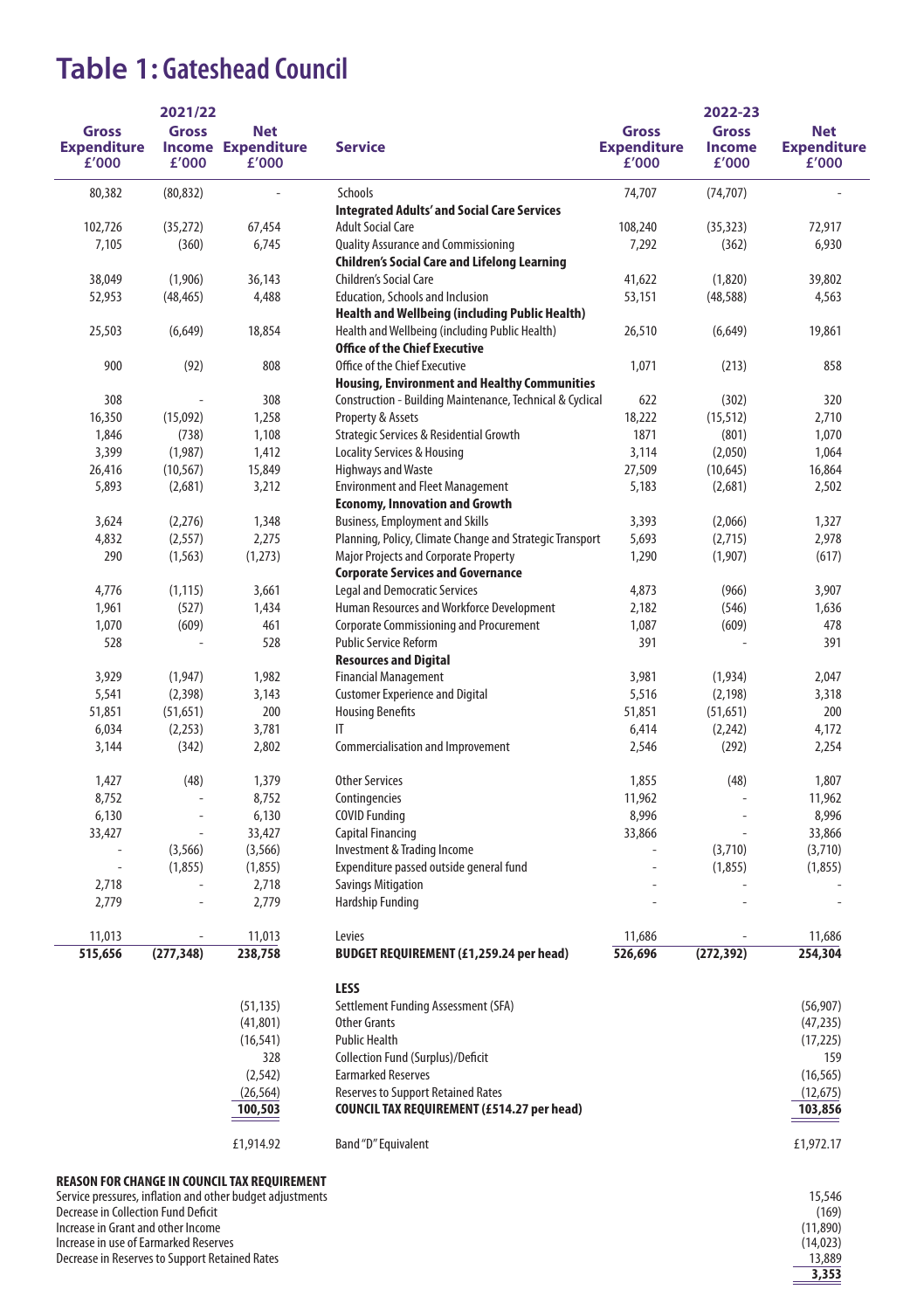# Table 1: Gateshead Council

| 2021/22 Gross Expenditure £'000 | 2021/22 Gross Income £'000 | 2021/22 Net Expenditure £'000 | Service | 2022-23 Gross Expenditure £'000 | 2022-23 Gross Income £'000 | 2022-23 Net Expenditure £'000 |
|---|---|---|---|---|---|---|
| 80,382 | (80,832) | - | Schools | 74,707 | (74,707) | - |
| | | | **Integrated Adults' and Social Care Services** | | | |
| 102,726 | (35,272) | 67,454 | Adult Social Care | 108,240 | (35,323) | 72,917 |
| 7,105 | (360) | 6,745 | Quality Assurance and Commissioning | 7,292 | (362) | 6,930 |
| | | | **Children's Social Care and Lifelong Learning** | | | |
| 38,049 | (1,906) | 36,143 | Children's Social Care | 41,622 | (1,820) | 39,802 |
| 52,953 | (48,465) | 4,488 | Education, Schools and Inclusion | 53,151 | (48,588) | 4,563 |
| | | | **Health and Wellbeing (including Public Health)** | | | |
| 25,503 | (6,649) | 18,854 | Health and Wellbeing (including Public Health) | 26,510 | (6,649) | 19,861 |
| | | | **Office of the Chief Executive** | | | |
| 900 | (92) | 808 | Office of the Chief Executive | 1,071 | (213) | 858 |
| | | | **Housing, Environment and Healthy Communities** | | | |
| 308 | - | 308 | Construction - Building Maintenance, Technical & Cyclical | 622 | (302) | 320 |
| 16,350 | (15,092) | 1,258 | Property & Assets | 18,222 | (15,512) | 2,710 |
| 1,846 | (738) | 1,108 | Strategic Services & Residential Growth | 1871 | (801) | 1,070 |
| 3,399 | (1,987) | 1,412 | Locality Services & Housing | 3,114 | (2,050) | 1,064 |
| 26,416 | (10,567) | 15,849 | Highways and Waste | 27,509 | (10,645) | 16,864 |
| 5,893 | (2,681) | 3,212 | Environment and Fleet Management | 5,183 | (2,681) | 2,502 |
| | | | **Economy, Innovation and Growth** | | | |
| 3,624 | (2,276) | 1,348 | Business, Employment and Skills | 3,393 | (2,066) | 1,327 |
| 4,832 | (2,557) | 2,275 | Planning, Policy, Climate Change and Strategic Transport | 5,693 | (2,715) | 2,978 |
| 290 | (1,563) | (1,273) | Major Projects and Corporate Property | 1,290 | (1,907) | (617) |
| | | | **Corporate Services and Governance** | | | |
| 4,776 | (1,115) | 3,661 | Legal and Democratic Services | 4,873 | (966) | 3,907 |
| 1,961 | (527) | 1,434 | Human Resources and Workforce Development | 2,182 | (546) | 1,636 |
| 1,070 | (609) | 461 | Corporate Commissioning and Procurement | 1,087 | (609) | 478 |
| 528 | - | 528 | Public Service Reform | 391 | - | 391 |
| | | | **Resources and Digital** | | | |
| 3,929 | (1,947) | 1,982 | Financial Management | 3,981 | (1,934) | 2,047 |
| 5,541 | (2,398) | 3,143 | Customer Experience and Digital | 5,516 | (2,198) | 3,318 |
| 51,851 | (51,651) | 200 | Housing Benefits | 51,851 | (51,651) | 200 |
| 6,034 | (2,253) | 3,781 | IT | 6,414 | (2,242) | 4,172 |
| 3,144 | (342) | 2,802 | Commercialisation and Improvement | 2,546 | (292) | 2,254 |
| 1,427 | (48) | 1,379 | Other Services | 1,855 | (48) | 1,807 |
| 8,752 | - | 8,752 | Contingencies | 11,962 | - | 11,962 |
| 6,130 | - | 6,130 | COVID Funding | 8,996 | - | 8,996 |
| 33,427 | - | 33,427 | Capital Financing | 33,866 | - | 33,866 |
| - | (3,566) | (3,566) | Investment & Trading Income | - | (3,710) | (3,710) |
| - | (1,855) | (1,855) | Expenditure passed outside general fund | - | (1,855) | (1,855) |
| 2,718 | - | 2,718 | Savings Mitigation | - | - | - |
| 2,779 | - | 2,779 | Hardship Funding | - | - | - |
| 11,013 | - | 11,013 | Levies | 11,686 | - | 11,686 |
| **515,656** | **(277,348)** | **238,758** | **BUDGET REQUIREMENT (£1,259.24 per head)** | **526,696** | **(272,392)** | **254,304** |
| | | | **LESS** | | | |
| | | (51,135) | Settlement Funding Assessment (SFA) | | | (56,907) |
| | | (41,801) | Other Grants | | | (47,235) |
| | | (16,541) | Public Health | | | (17,225) |
| | | 328 | Collection Fund (Surplus)/Deficit | | | 159 |
| | | (2,542) | Earmarked Reserves | | | (16,565) |
| | | (26,564) | Reserves to Support Retained Rates | | | (12,675) |
| | | **100,503** | **COUNCIL TAX REQUIREMENT (£514.27 per head)** | | | **103,856** |
| | | £1,914.92 | Band "D" Equivalent | | | £1,972.17 |

**REASON FOR CHANGE IN COUNCIL TAX REQUIREMENT**

| | |
|---|---|
| Service pressures, inflation and other budget adjustments | 15,546 |
| Decrease in Collection Fund Deficit | (169) |
| Increase in Grant and other Income | (11,890) |
| Increase in use of Earmarked Reserves | (14,023) |
| Decrease in Reserves to Support Retained Rates | 13,889 |
| | **3,353** |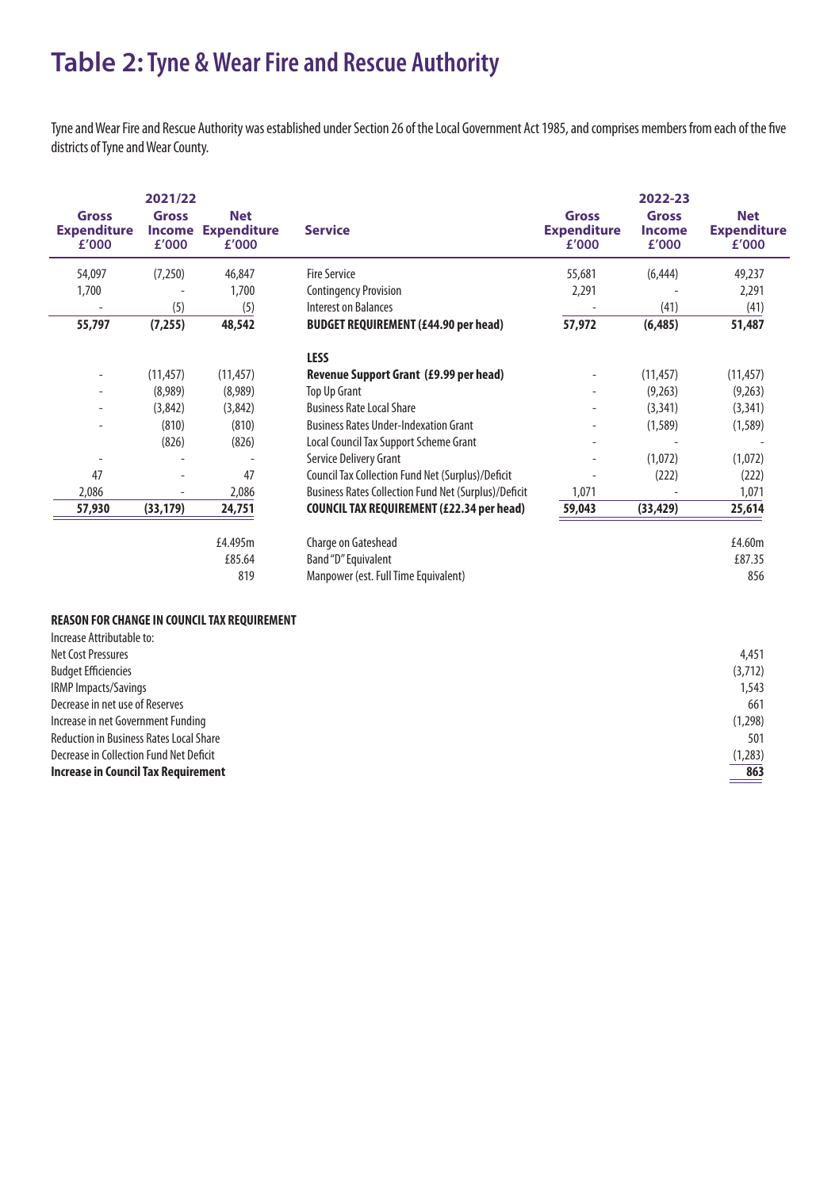# Table 2: Tyne & Wear Fire and Rescue Authority

Tyne and Wear Fire and Rescue Authority was established under Section 26 of the Local Government Act 1985, and comprises members from each of the five districts of Tyne and Wear County.

| 2021/22 | | | | 2022-23 | | |
|---|---|---|---|---|---|---|
| **Gross Expenditure £'000** | **Gross Income £'000** | **Net Expenditure £'000** | **Service** | **Gross Expenditure £'000** | **Gross Income £'000** | **Net Expenditure £'000** |
| 54,097 | (7,250) | 46,847 | Fire Service | 55,681 | (6,444) | 49,237 |
| 1,700 | - | 1,700 | Contingency Provision | 2,291 | - | 2,291 |
| - | (5) | (5) | Interest on Balances | - | (41) | (41) |
| **55,797** | **(7,255)** | **48,542** | **BUDGET REQUIREMENT (£44.90 per head)** | **57,972** | **(6,485)** | **51,487** |
| | | | **LESS** | | | |
| - | (11,457) | (11,457) | **Revenue Support Grant (£9.99 per head)** | - | (11,457) | (11,457) |
| - | (8,989) | (8,989) | Top Up Grant | - | (9,263) | (9,263) |
| - | (3,842) | (3,842) | Business Rate Local Share | - | (3,341) | (3,341) |
| - | (810) | (810) | Business Rates Under-Indexation Grant | - | (1,589) | (1,589) |
| | (826) | (826) | Local Council Tax Support Scheme Grant | - | - | - |
| - | - | - | Service Delivery Grant | - | (1,072) | (1,072) |
| 47 | - | 47 | Council Tax Collection Fund Net (Surplus)/Deficit | - | (222) | (222) |
| 2,086 | - | 2,086 | Business Rates Collection Fund Net (Surplus)/Deficit | 1,071 | - | 1,071 |
| **57,930** | **(33,179)** | **24,751** | **COUNCIL TAX REQUIREMENT (£22.34 per head)** | **59,043** | **(33,429)** | **25,614** |
| | | £4.495m | Charge on Gateshead | | | £4.60m |
| | | £85.64 | Band "D" Equivalent | | | £87.35 |
| | | 819 | Manpower (est. Full Time Equivalent) | | | 856 |

**REASON FOR CHANGE IN COUNCIL TAX REQUIREMENT**

| Increase Attributable to: | |
|---|---|
| Net Cost Pressures | 4,451 |
| Budget Efficiencies | (3,712) |
| IRMP Impacts/Savings | 1,543 |
| Decrease in net use of Reserves | 661 |
| Increase in net Government Funding | (1,298) |
| Reduction in Business Rates Local Share | 501 |
| Decrease in Collection Fund Net Deficit | (1,283) |
| **Increase in Council Tax Requirement** | **863** |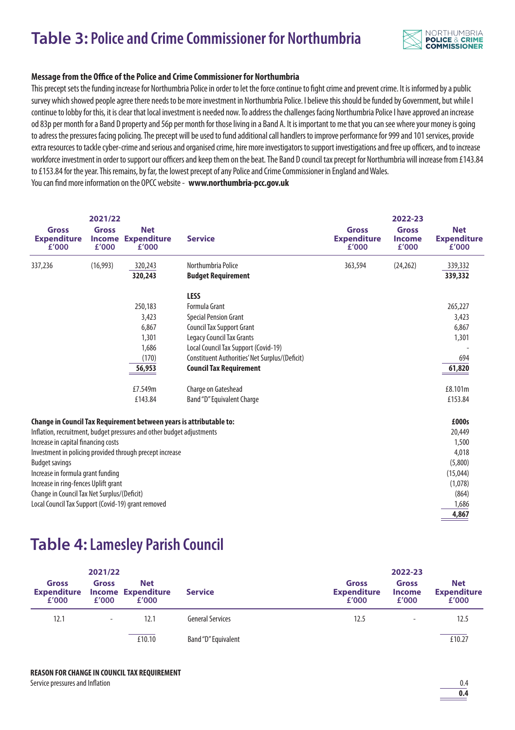# Table 3: Police and Crime Commissioner for Northumbria

**Message from the Office of the Police and Crime Commissioner for Northumbria**

This precept sets the funding increase for Northumbria Police in order to let the force continue to fight crime and prevent crime. It is informed by a public survey which showed people agree there needs to be more investment in Northumbria Police. I believe this should be funded by Government, but while I continue to lobby for this, it is clear that local investment is needed now. To address the challenges facing Northumbria Police I have approved an increase od 83p per month for a Band D property and 56p per month for those living in a Band A. It is important to me that you can see where your money is going to adress the pressures facing policing. The precept will be used to fund additional call handlers to improve performance for 999 and 101 services, provide extra resources to tackle cyber-crime and serious and organised crime, hire more investigators to support investigations and free up officers, and to increase workforce investment in order to support our officers and keep them on the beat. The Band D council tax precept for Northumbria will increase from £143.84 to £153.84 for the year. This remains, by far, the lowest precept of any Police and Crime Commissioner in England and Wales.

You can find more information on the OPCC website - **www.northumbria-pcc.gov.uk**

| 2021/22 Gross Expenditure £'000 | 2021/22 Gross Income £'000 | 2021/22 Net Expenditure £'000 | Service | 2022-23 Gross Expenditure £'000 | 2022-23 Gross Income £'000 | 2022-23 Net Expenditure £'000 |
|---|---|---|---|---|---|---|
| 337,236 | (16,993) | 320,243 | Northumbria Police | 363,594 | (24,262) | 339,332 |
| | | **320,243** | **Budget Requirement** | | | **339,332** |
| | | | **LESS** | | | |
| | | 250,183 | Formula Grant | | | 265,227 |
| | | 3,423 | Special Pension Grant | | | 3,423 |
| | | 6,867 | Council Tax Support Grant | | | 6,867 |
| | | 1,301 | Legacy Council Tax Grants | | | 1,301 |
| | | 1,686 | Local Council Tax Support (Covid-19) | | | - |
| | | (170) | Constituent Authorities' Net Surplus/(Deficit) | | | 694 |
| | | **56,953** | **Council Tax Requirement** | | | **61,820** |
| | | £7.549m | Charge on Gateshead | | | £8.101m |
| | | £143.84 | Band "D" Equivalent Charge | | | £153.84 |

| **Change in Council Tax Requirement between years is attributable to:** | **£000s** |
|---|---|
| Inflation, recruitment, budget pressures and other budget adjustments | 20,449 |
| Increase in capital financing costs | 1,500 |
| Investment in policing provided through precept increase | 4,018 |
| Budget savings | (5,800) |
| Increase in formula grant funding | (15,044) |
| Increase in ring-fences Uplift grant | (1,078) |
| Change in Council Tax Net Surplus/(Deficit) | (864) |
| Local Council Tax Support (Covid-19) grant removed | 1,686 |
| | **4,867** |

# Table 4: Lamesley Parish Council

| 2021/22 Gross Expenditure £'000 | 2021/22 Gross Income £'000 | 2021/22 Net Expenditure £'000 | Service | 2022-23 Gross Expenditure £'000 | 2022-23 Gross Income £'000 | 2022-23 Net Expenditure £'000 |
|---|---|---|---|---|---|---|
| 12.1 | - | 12.1 | General Services | 12.5 | - | 12.5 |
| | | £10.10 | Band "D" Equivalent | | | £10.27 |

**REASON FOR CHANGE IN COUNCIL TAX REQUIREMENT**

| | |
|---|---|
| Service pressures and Inflation | 0.4 |
| | **0.4** |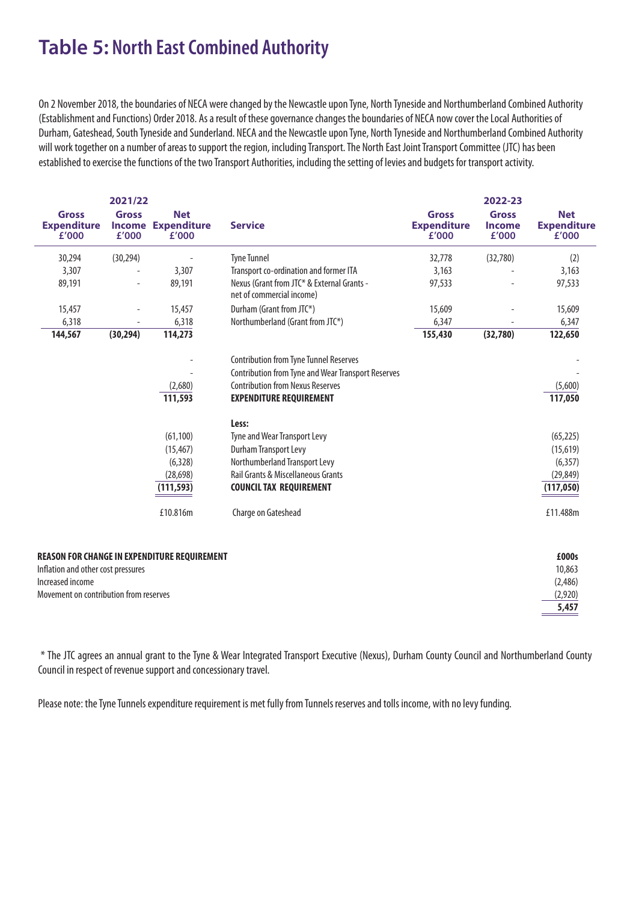# Table 5: North East Combined Authority

On 2 November 2018, the boundaries of NECA were changed by the Newcastle upon Tyne, North Tyneside and Northumberland Combined Authority (Establishment and Functions) Order 2018. As a result of these governance changes the boundaries of NECA now cover the Local Authorities of Durham, Gateshead, South Tyneside and Sunderland. NECA and the Newcastle upon Tyne, North Tyneside and Northumberland Combined Authority will work together on a number of areas to support the region, including Transport. The North East Joint Transport Committee (JTC) has been established to exercise the functions of the two Transport Authorities, including the setting of levies and budgets for transport activity.

| 2021/22 | | | | 2022-23 | | |
|---|---|---|---|---|---|---|
| **Gross Expenditure £'000** | **Gross Income £'000** | **Net Expenditure £'000** | **Service** | **Gross Expenditure £'000** | **Gross Income £'000** | **Net Expenditure £'000** |
| 30,294 | (30,294) | - | Tyne Tunnel | 32,778 | (32,780) | (2) |
| 3,307 | - | 3,307 | Transport co-ordination and former ITA | 3,163 | - | 3,163 |
| 89,191 | - | 89,191 | Nexus (Grant from JTC* & External Grants - net of commercial income) | 97,533 | - | 97,533 |
| 15,457 | - | 15,457 | Durham (Grant from JTC*) | 15,609 | - | 15,609 |
| 6,318 | - | 6,318 | Northumberland (Grant from JTC*) | 6,347 | - | 6,347 |
| **144,567** | **(30,294)** | **114,273** | | **155,430** | **(32,780)** | **122,650** |
| | | - | Contribution from Tyne Tunnel Reserves | | | - |
| | | - | Contribution from Tyne and Wear Transport Reserves | | | - |
| | | (2,680) | Contribution from Nexus Reserves | | | (5,600) |
| | | **111,593** | **EXPENDITURE REQUIREMENT** | | | **117,050** |
| | | | **Less:** | | | |
| | | (61,100) | Tyne and Wear Transport Levy | | | (65,225) |
| | | (15,467) | Durham Transport Levy | | | (15,619) |
| | | (6,328) | Northumberland Transport Levy | | | (6,357) |
| | | (28,698) | Rail Grants & Miscellaneous Grants | | | (29,849) |
| | | **(111,593)** | **COUNCIL TAX REQUIREMENT** | | | **(117,050)** |
| | | £10.816m | Charge on Gateshead | | | £11.488m |

| **REASON FOR CHANGE IN EXPENDITURE REQUIREMENT** | **£000s** |
|---|---|
| Inflation and other cost pressures | 10,863 |
| Increased income | (2,486) |
| Movement on contribution from reserves | (2,920) |
| | **5,457** |

\* The JTC agrees an annual grant to the Tyne & Wear Integrated Transport Executive (Nexus), Durham County Council and Northumberland County Council in respect of revenue support and concessionary travel.

Please note: the Tyne Tunnels expenditure requirement is met fully from Tunnels reserves and tolls income, with no levy funding.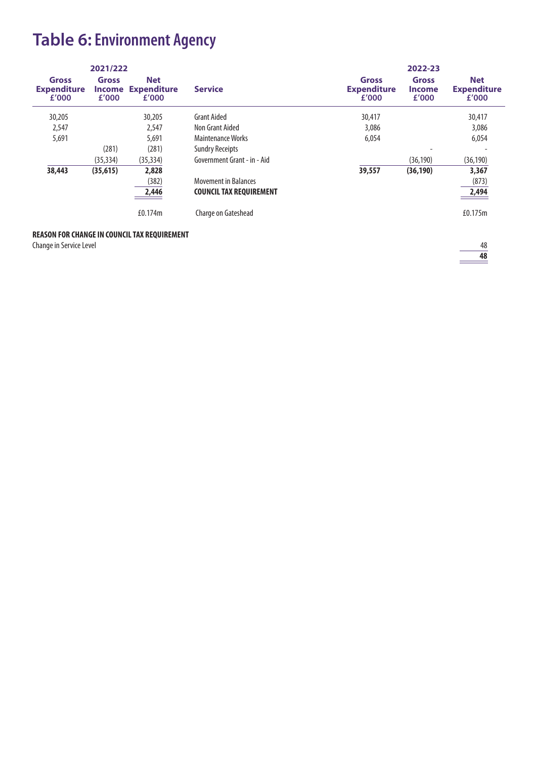# Table 6: Environment Agency

| 2021/222 | | | | 2022-23 | | |
|---|---|---|---|---|---|---|
| **Gross Expenditure £'000** | **Gross Income £'000** | **Net Expenditure £'000** | **Service** | **Gross Expenditure £'000** | **Gross Income £'000** | **Net Expenditure £'000** |
| 30,205 | | 30,205 | Grant Aided | 30,417 | | 30,417 |
| 2,547 | | 2,547 | Non Grant Aided | 3,086 | | 3,086 |
| 5,691 | | 5,691 | Maintenance Works | 6,054 | | 6,054 |
| | (281) | (281) | Sundry Receipts | | - | - |
| | (35,334) | (35,334) | Government Grant - in - Aid | | (36,190) | (36,190) |
| **38,443** | **(35,615)** | **2,828** | | **39,557** | **(36,190)** | **3,367** |
| | | (382) | Movement in Balances | | | (873) |
| | | **2,446** | **COUNCIL TAX REQUIREMENT** | | | **2,494** |
| | | £0.174m | Charge on Gateshead | | | £0.175m |

**REASON FOR CHANGE IN COUNCIL TAX REQUIREMENT**

| | |
|---|---|
| Change in Service Level | 48 |
| | **48** |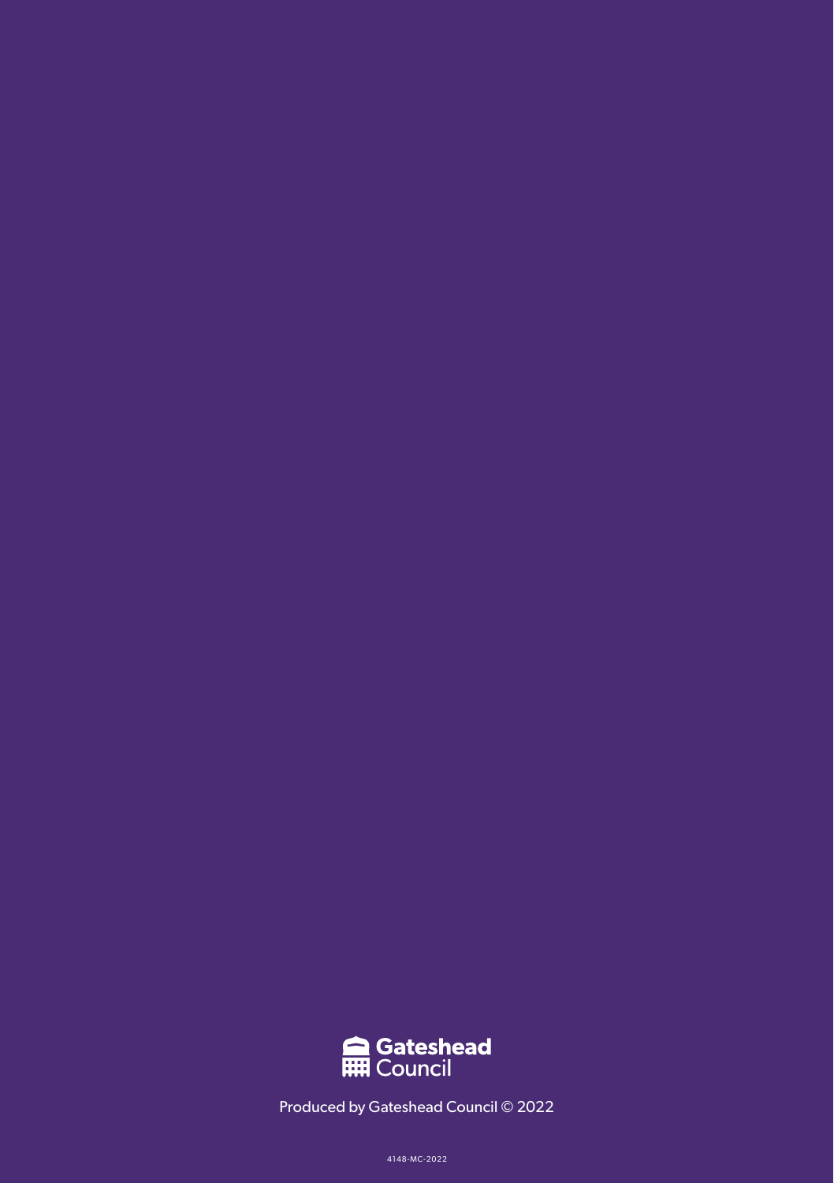Gateshead Council

Produced by Gateshead Council © 2022

4148-MC-2022